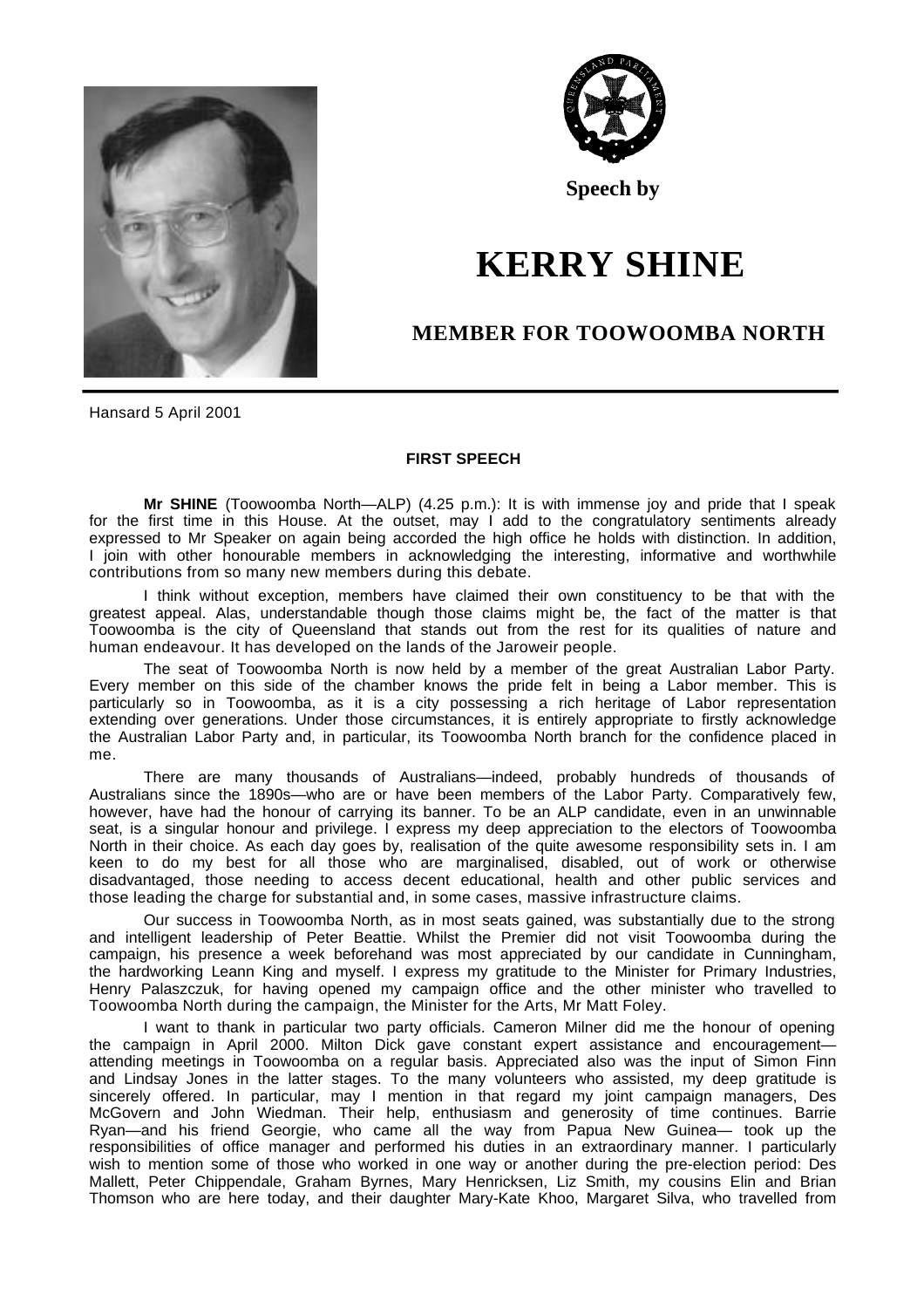Speech by

# KERRY SHINE

## MEMBER FOR TOOWOOMBA NORTH

Hansard 5 April 2001

### FIRST SPEECH

**Mr SHINE** (Toowoomba North—ALP) (4.25 p.m.): It is with immense joy and pride that I speak for the first time in this House. At the outset, may I add to the congratulatory sentiments already expressed to Mr Speaker on again being accorded the high office he holds with distinction. In addition, I join with other honourable members in acknowledging the interesting, informative and worthwhile contributions from so many new members during this debate.

I think without exception, members have claimed their own constituency to be that with the greatest appeal. Alas, understandable though those claims might be, the fact of the matter is that Toowoomba is the city of Queensland that stands out from the rest for its qualities of nature and human endeavour. It has developed on the lands of the Jaroweir people.

The seat of Toowoomba North is now held by a member of the great Australian Labor Party. Every member on this side of the chamber knows the pride felt in being a Labor member. This is particularly so in Toowoomba, as it is a city possessing a rich heritage of Labor representation extending over generations. Under those circumstances, it is entirely appropriate to firstly acknowledge the Australian Labor Party and, in particular, its Toowoomba North branch for the confidence placed in me.

There are many thousands of Australians—indeed, probably hundreds of thousands of Australians since the 1890s—who are or have been members of the Labor Party. Comparatively few, however, have had the honour of carrying its banner. To be an ALP candidate, even in an unwinnable seat, is a singular honour and privilege. I express my deep appreciation to the electors of Toowoomba North in their choice. As each day goes by, realisation of the quite awesome responsibility sets in. I am keen to do my best for all those who are marginalised, disabled, out of work or otherwise disadvantaged, those needing to access decent educational, health and other public services and those leading the charge for substantial and, in some cases, massive infrastructure claims.

Our success in Toowoomba North, as in most seats gained, was substantially due to the strong and intelligent leadership of Peter Beattie. Whilst the Premier did not visit Toowoomba during the campaign, his presence a week beforehand was most appreciated by our candidate in Cunningham, the hardworking Leann King and myself. I express my gratitude to the Minister for Primary Industries, Henry Palaszczuk, for having opened my campaign office and the other minister who travelled to Toowoomba North during the campaign, the Minister for the Arts, Mr Matt Foley.

I want to thank in particular two party officials. Cameron Milner did me the honour of opening the campaign in April 2000. Milton Dick gave constant expert assistance and encouragement—attending meetings in Toowoomba on a regular basis. Appreciated also was the input of Simon Finn and Lindsay Jones in the latter stages. To the many volunteers who assisted, my deep gratitude is sincerely offered. In particular, may I mention in that regard my joint campaign managers, Des McGovern and John Wiedman. Their help, enthusiasm and generosity of time continues. Barrie Ryan—and his friend Georgie, who came all the way from Papua New Guinea— took up the responsibilities of office manager and performed his duties in an extraordinary manner. I particularly wish to mention some of those who worked in one way or another during the pre-election period: Des Mallett, Peter Chippendale, Graham Byrnes, Mary Henricksen, Liz Smith, my cousins Elin and Brian Thomson who are here today, and their daughter Mary-Kate Khoo, Margaret Silva, who travelled from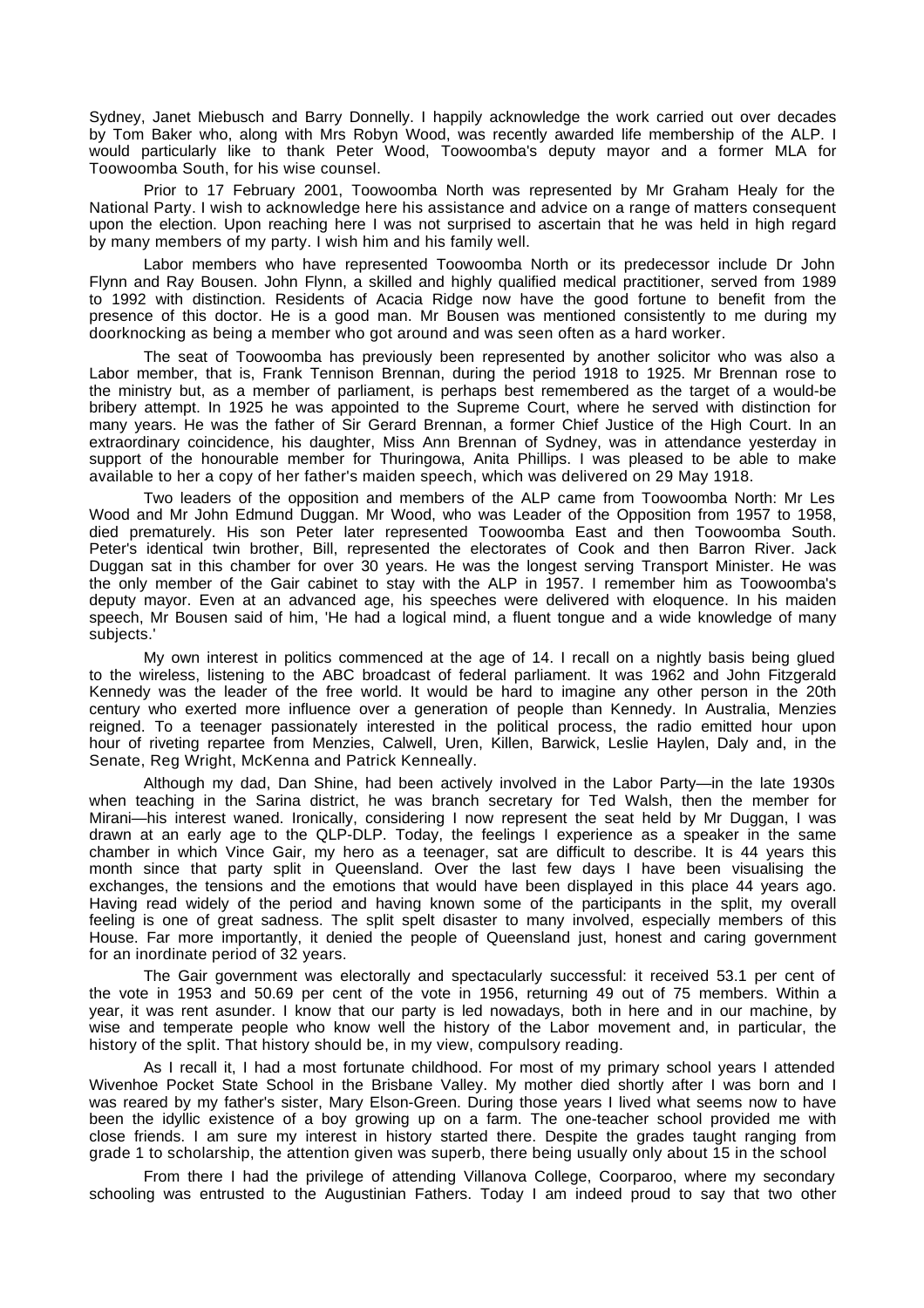Sydney, Janet Miebusch and Barry Donnelly. I happily acknowledge the work carried out over decades by Tom Baker who, along with Mrs Robyn Wood, was recently awarded life membership of the ALP. I would particularly like to thank Peter Wood, Toowoomba's deputy mayor and a former MLA for Toowoomba South, for his wise counsel.

Prior to 17 February 2001, Toowoomba North was represented by Mr Graham Healy for the National Party. I wish to acknowledge here his assistance and advice on a range of matters consequent upon the election. Upon reaching here I was not surprised to ascertain that he was held in high regard by many members of my party. I wish him and his family well.

Labor members who have represented Toowoomba North or its predecessor include Dr John Flynn and Ray Bousen. John Flynn, a skilled and highly qualified medical practitioner, served from 1989 to 1992 with distinction. Residents of Acacia Ridge now have the good fortune to benefit from the presence of this doctor. He is a good man. Mr Bousen was mentioned consistently to me during my doorknocking as being a member who got around and was seen often as a hard worker.

The seat of Toowoomba has previously been represented by another solicitor who was also a Labor member, that is, Frank Tennison Brennan, during the period 1918 to 1925. Mr Brennan rose to the ministry but, as a member of parliament, is perhaps best remembered as the target of a would-be bribery attempt. In 1925 he was appointed to the Supreme Court, where he served with distinction for many years. He was the father of Sir Gerard Brennan, a former Chief Justice of the High Court. In an extraordinary coincidence, his daughter, Miss Ann Brennan of Sydney, was in attendance yesterday in support of the honourable member for Thuringowa, Anita Phillips. I was pleased to be able to make available to her a copy of her father's maiden speech, which was delivered on 29 May 1918.

Two leaders of the opposition and members of the ALP came from Toowoomba North: Mr Les Wood and Mr John Edmund Duggan. Mr Wood, who was Leader of the Opposition from 1957 to 1958, died prematurely. His son Peter later represented Toowoomba East and then Toowoomba South. Peter's identical twin brother, Bill, represented the electorates of Cook and then Barron River. Jack Duggan sat in this chamber for over 30 years. He was the longest serving Transport Minister. He was the only member of the Gair cabinet to stay with the ALP in 1957. I remember him as Toowoomba's deputy mayor. Even at an advanced age, his speeches were delivered with eloquence. In his maiden speech, Mr Bousen said of him, 'He had a logical mind, a fluent tongue and a wide knowledge of many subjects.'

My own interest in politics commenced at the age of 14. I recall on a nightly basis being glued to the wireless, listening to the ABC broadcast of federal parliament. It was 1962 and John Fitzgerald Kennedy was the leader of the free world. It would be hard to imagine any other person in the 20th century who exerted more influence over a generation of people than Kennedy. In Australia, Menzies reigned. To a teenager passionately interested in the political process, the radio emitted hour upon hour of riveting repartee from Menzies, Calwell, Uren, Killen, Barwick, Leslie Haylen, Daly and, in the Senate, Reg Wright, McKenna and Patrick Kenneally.

Although my dad, Dan Shine, had been actively involved in the Labor Party—in the late 1930s when teaching in the Sarina district, he was branch secretary for Ted Walsh, then the member for Mirani—his interest waned. Ironically, considering I now represent the seat held by Mr Duggan, I was drawn at an early age to the QLP-DLP. Today, the feelings I experience as a speaker in the same chamber in which Vince Gair, my hero as a teenager, sat are difficult to describe. It is 44 years this month since that party split in Queensland. Over the last few days I have been visualising the exchanges, the tensions and the emotions that would have been displayed in this place 44 years ago. Having read widely of the period and having known some of the participants in the split, my overall feeling is one of great sadness. The split spelt disaster to many involved, especially members of this House. Far more importantly, it denied the people of Queensland just, honest and caring government for an inordinate period of 32 years.

The Gair government was electorally and spectacularly successful: it received 53.1 per cent of the vote in 1953 and 50.69 per cent of the vote in 1956, returning 49 out of 75 members. Within a year, it was rent asunder. I know that our party is led nowadays, both in here and in our machine, by wise and temperate people who know well the history of the Labor movement and, in particular, the history of the split. That history should be, in my view, compulsory reading.

As I recall it, I had a most fortunate childhood. For most of my primary school years I attended Wivenhoe Pocket State School in the Brisbane Valley. My mother died shortly after I was born and I was reared by my father's sister, Mary Elson-Green. During those years I lived what seems now to have been the idyllic existence of a boy growing up on a farm. The one-teacher school provided me with close friends. I am sure my interest in history started there. Despite the grades taught ranging from grade 1 to scholarship, the attention given was superb, there being usually only about 15 in the school

From there I had the privilege of attending Villanova College, Coorparoo, where my secondary schooling was entrusted to the Augustinian Fathers. Today I am indeed proud to say that two other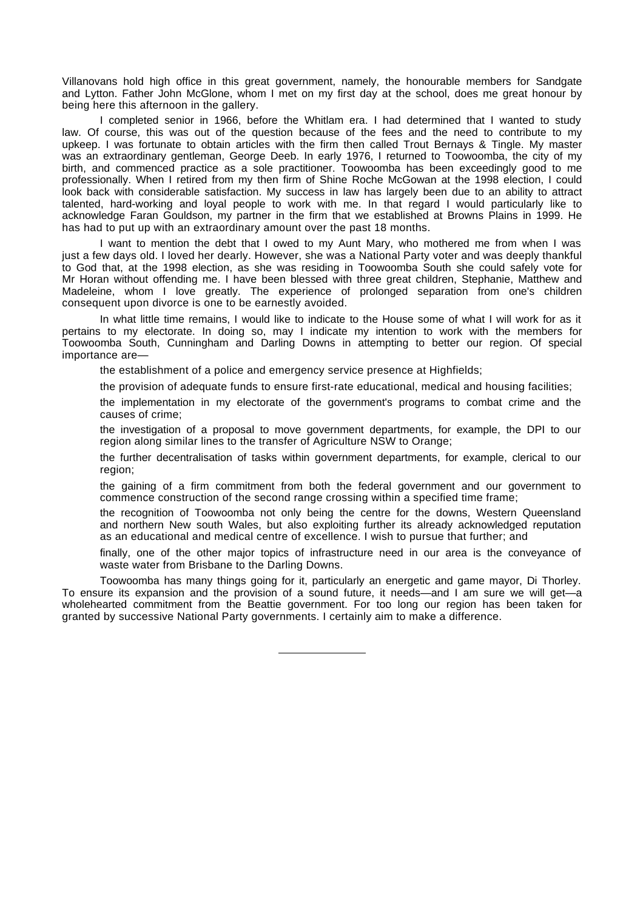Villanovans hold high office in this great government, namely, the honourable members for Sandgate and Lytton. Father John McGlone, whom I met on my first day at the school, does me great honour by being here this afternoon in the gallery.

I completed senior in 1966, before the Whitlam era. I had determined that I wanted to study law. Of course, this was out of the question because of the fees and the need to contribute to my upkeep. I was fortunate to obtain articles with the firm then called Trout Bernays & Tingle. My master was an extraordinary gentleman, George Deeb. In early 1976, I returned to Toowoomba, the city of my birth, and commenced practice as a sole practitioner. Toowoomba has been exceedingly good to me professionally. When I retired from my then firm of Shine Roche McGowan at the 1998 election, I could look back with considerable satisfaction. My success in law has largely been due to an ability to attract talented, hard-working and loyal people to work with me. In that regard I would particularly like to acknowledge Faran Gouldson, my partner in the firm that we established at Browns Plains in 1999. He has had to put up with an extraordinary amount over the past 18 months.

I want to mention the debt that I owed to my Aunt Mary, who mothered me from when I was just a few days old. I loved her dearly. However, she was a National Party voter and was deeply thankful to God that, at the 1998 election, as she was residing in Toowoomba South she could safely vote for Mr Horan without offending me. I have been blessed with three great children, Stephanie, Matthew and Madeleine, whom I love greatly. The experience of prolonged separation from one's children consequent upon divorce is one to be earnestly avoided.

In what little time remains, I would like to indicate to the House some of what I will work for as it pertains to my electorate. In doing so, may I indicate my intention to work with the members for Toowoomba South, Cunningham and Darling Downs in attempting to better our region. Of special importance are—

the establishment of a police and emergency service presence at Highfields;

the provision of adequate funds to ensure first-rate educational, medical and housing facilities;

the implementation in my electorate of the government's programs to combat crime and the causes of crime;

the investigation of a proposal to move government departments, for example, the DPI to our region along similar lines to the transfer of Agriculture NSW to Orange;

the further decentralisation of tasks within government departments, for example, clerical to our region;

the gaining of a firm commitment from both the federal government and our government to commence construction of the second range crossing within a specified time frame;

the recognition of Toowoomba not only being the centre for the downs, Western Queensland and northern New south Wales, but also exploiting further its already acknowledged reputation as an educational and medical centre of excellence. I wish to pursue that further; and

finally, one of the other major topics of infrastructure need in our area is the conveyance of waste water from Brisbane to the Darling Downs.

Toowoomba has many things going for it, particularly an energetic and game mayor, Di Thorley. To ensure its expansion and the provision of a sound future, it needs—and I am sure we will get—a wholehearted commitment from the Beattie government. For too long our region has been taken for granted by successive National Party governments. I certainly aim to make a difference.